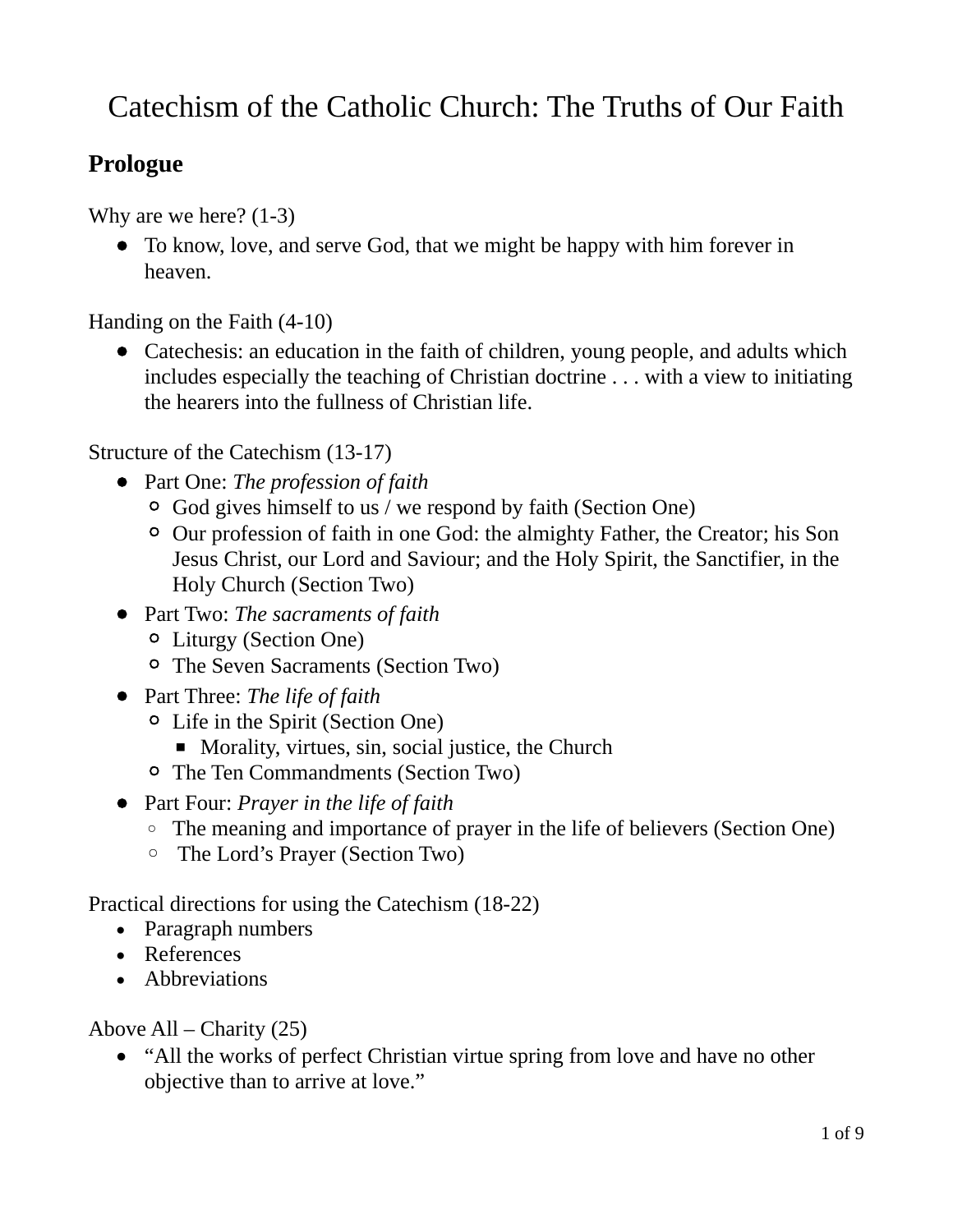# Catechism of the Catholic Church: The Truths of Our Faith

## Prologue

Why are we here? (1-3)

- To know, love, and serve God, that we might be happy with him forever in heaven.

Handing on the Faith (4-10)

- Catechesis: an education in the faith of children, young people, and adults which includes especially the teaching of Christian doctrine . . . with a view to initiating the hearers into the fullness of Christian life.

Structure of the Catechism (13-17)

- Part One: *The profession of faith*
  - God gives himself to us / we respond by faith (Section One)
  - Our profession of faith in one God: the almighty Father, the Creator; his Son Jesus Christ, our Lord and Saviour; and the Holy Spirit, the Sanctifier, in the Holy Church (Section Two)
- Part Two: *The sacraments of faith*
  - Liturgy (Section One)
  - The Seven Sacraments (Section Two)
- Part Three: *The life of faith*
  - Life in the Spirit (Section One)
    - Morality, virtues, sin, social justice, the Church
  - The Ten Commandments (Section Two)
- Part Four: *Prayer in the life of faith*
  - The meaning and importance of prayer in the life of believers (Section One)
  - The Lord's Prayer (Section Two)

Practical directions for using the Catechism (18-22)

- Paragraph numbers
- References
- Abbreviations

Above All – Charity (25)

- "All the works of perfect Christian virtue spring from love and have no other objective than to arrive at love."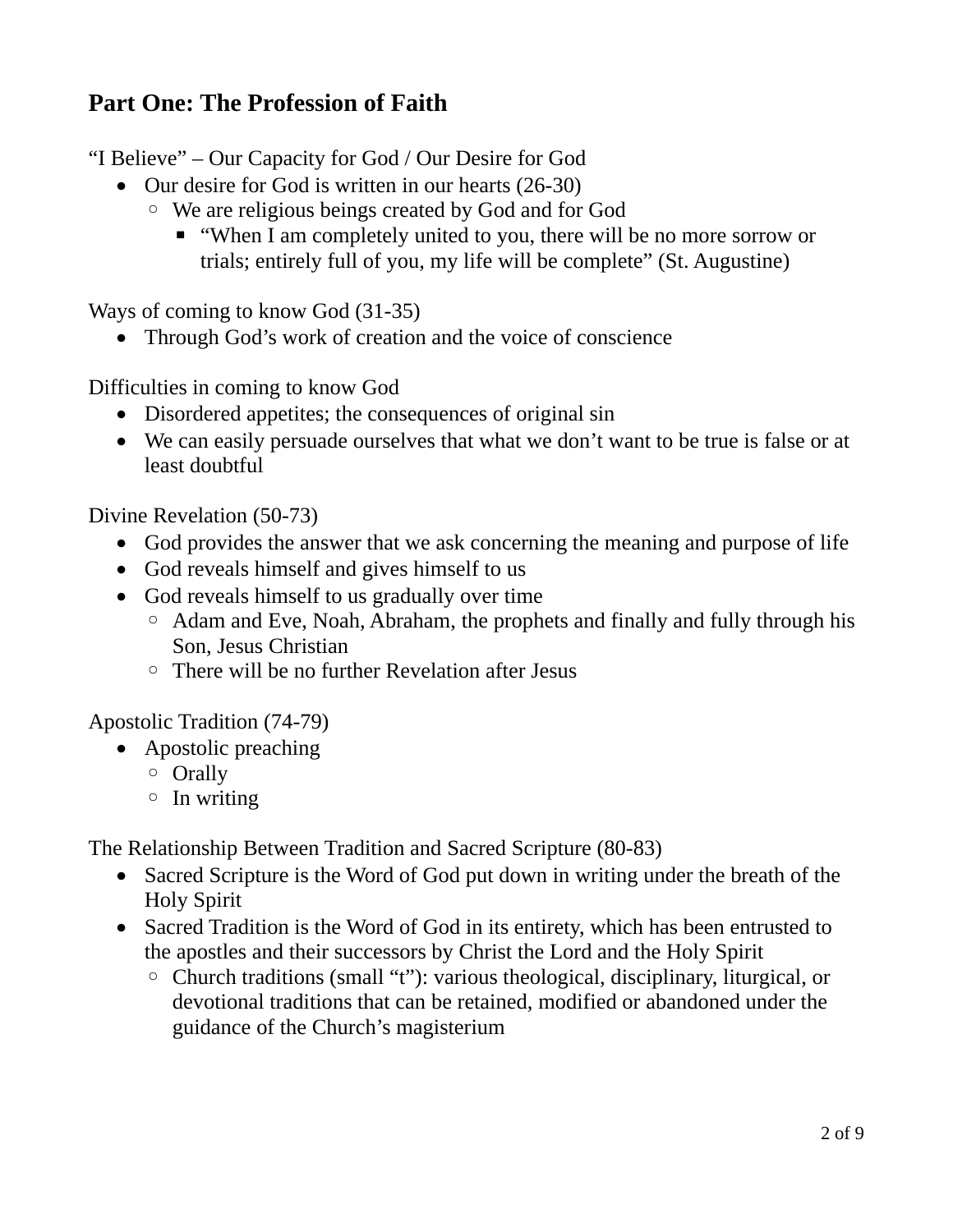## Part One: The Profession of Faith

"I Believe" – Our Capacity for God / Our Desire for God

- Our desire for God is written in our hearts (26-30)
  - We are religious beings created by God and for God
    - "When I am completely united to you, there will be no more sorrow or trials; entirely full of you, my life will be complete" (St. Augustine)

Ways of coming to know God (31-35)

- Through God's work of creation and the voice of conscience

Difficulties in coming to know God

- Disordered appetites; the consequences of original sin
- We can easily persuade ourselves that what we don't want to be true is false or at least doubtful

Divine Revelation (50-73)

- God provides the answer that we ask concerning the meaning and purpose of life
- God reveals himself and gives himself to us
- God reveals himself to us gradually over time
  - Adam and Eve, Noah, Abraham, the prophets and finally and fully through his Son, Jesus Christian
  - There will be no further Revelation after Jesus

Apostolic Tradition (74-79)

- Apostolic preaching
  - Orally
  - In writing

The Relationship Between Tradition and Sacred Scripture (80-83)

- Sacred Scripture is the Word of God put down in writing under the breath of the Holy Spirit
- Sacred Tradition is the Word of God in its entirety, which has been entrusted to the apostles and their successors by Christ the Lord and the Holy Spirit
  - Church traditions (small "t"): various theological, disciplinary, liturgical, or devotional traditions that can be retained, modified or abandoned under the guidance of the Church's magisterium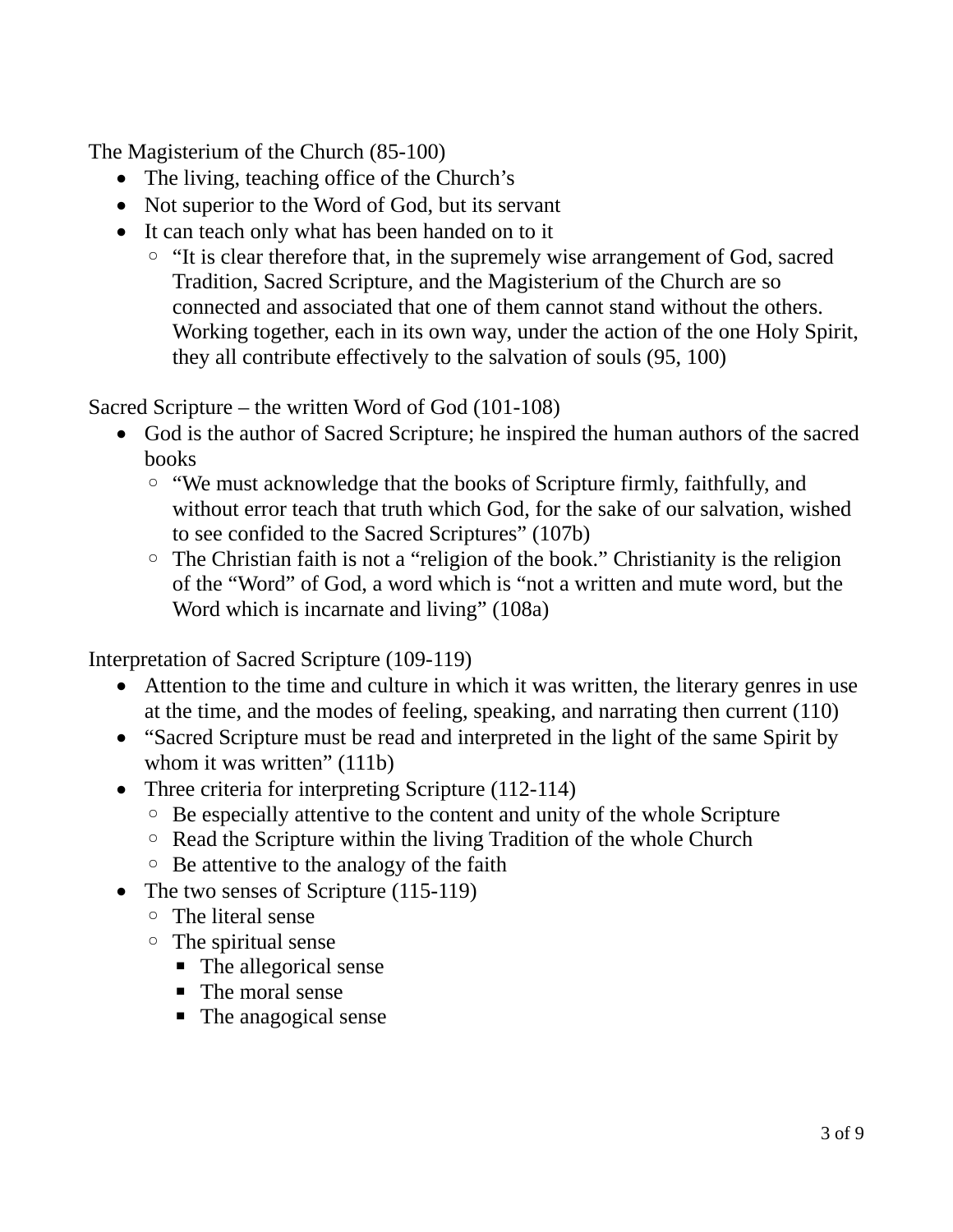The Magisterium of the Church (85-100)

- The living, teaching office of the Church's
- Not superior to the Word of God, but its servant
- It can teach only what has been handed on to it
  - "It is clear therefore that, in the supremely wise arrangement of God, sacred Tradition, Sacred Scripture, and the Magisterium of the Church are so connected and associated that one of them cannot stand without the others. Working together, each in its own way, under the action of the one Holy Spirit, they all contribute effectively to the salvation of souls (95, 100)

Sacred Scripture – the written Word of God (101-108)

- God is the author of Sacred Scripture; he inspired the human authors of the sacred books
  - "We must acknowledge that the books of Scripture firmly, faithfully, and without error teach that truth which God, for the sake of our salvation, wished to see confided to the Sacred Scriptures" (107b)
  - The Christian faith is not a "religion of the book." Christianity is the religion of the "Word" of God, a word which is "not a written and mute word, but the Word which is incarnate and living" (108a)

Interpretation of Sacred Scripture (109-119)

- Attention to the time and culture in which it was written, the literary genres in use at the time, and the modes of feeling, speaking, and narrating then current (110)
- "Sacred Scripture must be read and interpreted in the light of the same Spirit by whom it was written" (111b)
- Three criteria for interpreting Scripture (112-114)
  - Be especially attentive to the content and unity of the whole Scripture
  - Read the Scripture within the living Tradition of the whole Church
  - Be attentive to the analogy of the faith
- The two senses of Scripture (115-119)
  - The literal sense
  - The spiritual sense
    - The allegorical sense
    - The moral sense
    - The anagogical sense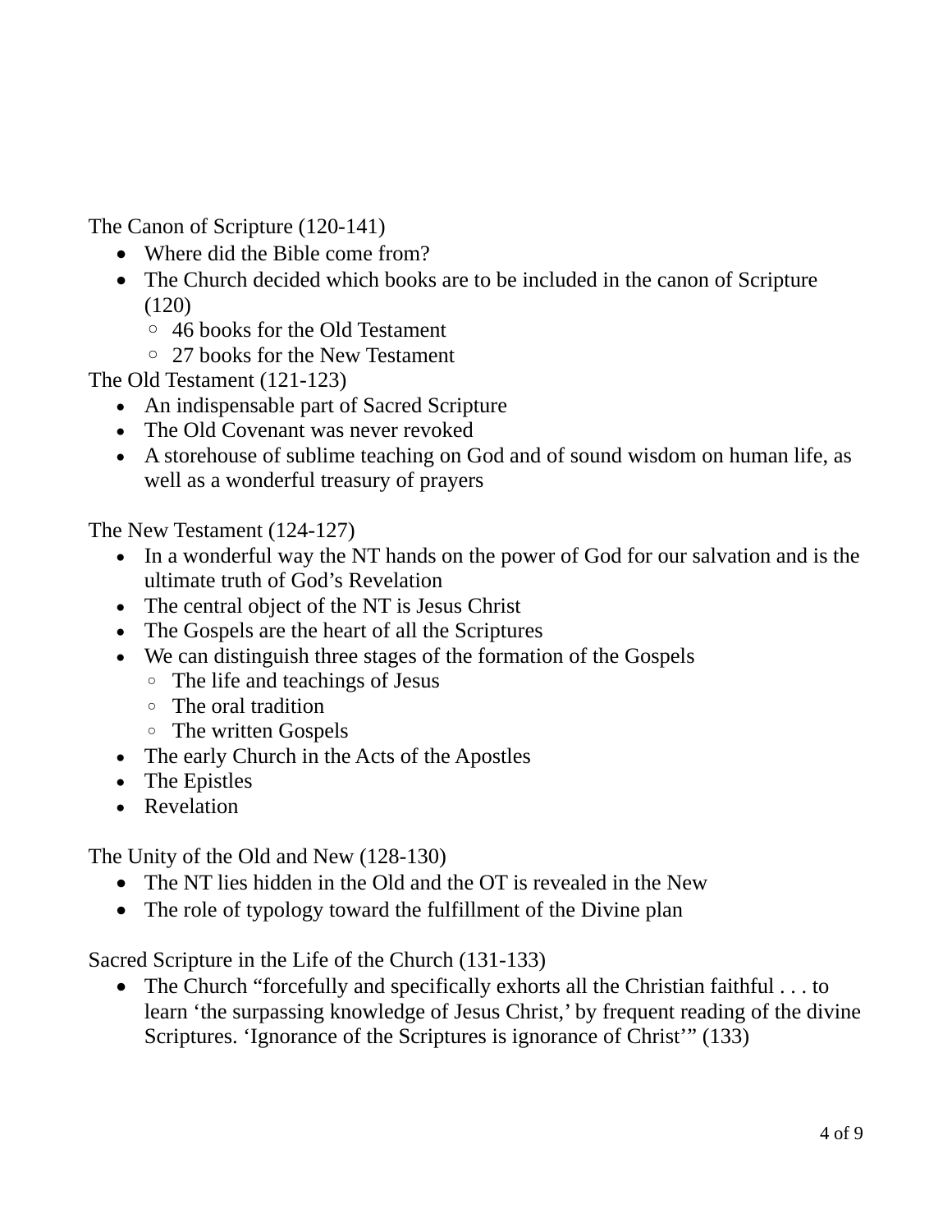The Canon of Scripture (120-141)

- Where did the Bible come from?
- The Church decided which books are to be included in the canon of Scripture (120)
  - 46 books for the Old Testament
  - 27 books for the New Testament

The Old Testament (121-123)

- An indispensable part of Sacred Scripture
- The Old Covenant was never revoked
- A storehouse of sublime teaching on God and of sound wisdom on human life, as well as a wonderful treasury of prayers

The New Testament (124-127)

- In a wonderful way the NT hands on the power of God for our salvation and is the ultimate truth of God's Revelation
- The central object of the NT is Jesus Christ
- The Gospels are the heart of all the Scriptures
- We can distinguish three stages of the formation of the Gospels
  - The life and teachings of Jesus
  - The oral tradition
  - The written Gospels
- The early Church in the Acts of the Apostles
- The Epistles
- Revelation

The Unity of the Old and New (128-130)

- The NT lies hidden in the Old and the OT is revealed in the New
- The role of typology toward the fulfillment of the Divine plan

Sacred Scripture in the Life of the Church (131-133)

- The Church "forcefully and specifically exhorts all the Christian faithful . . . to learn 'the surpassing knowledge of Jesus Christ,' by frequent reading of the divine Scriptures. 'Ignorance of the Scriptures is ignorance of Christ'" (133)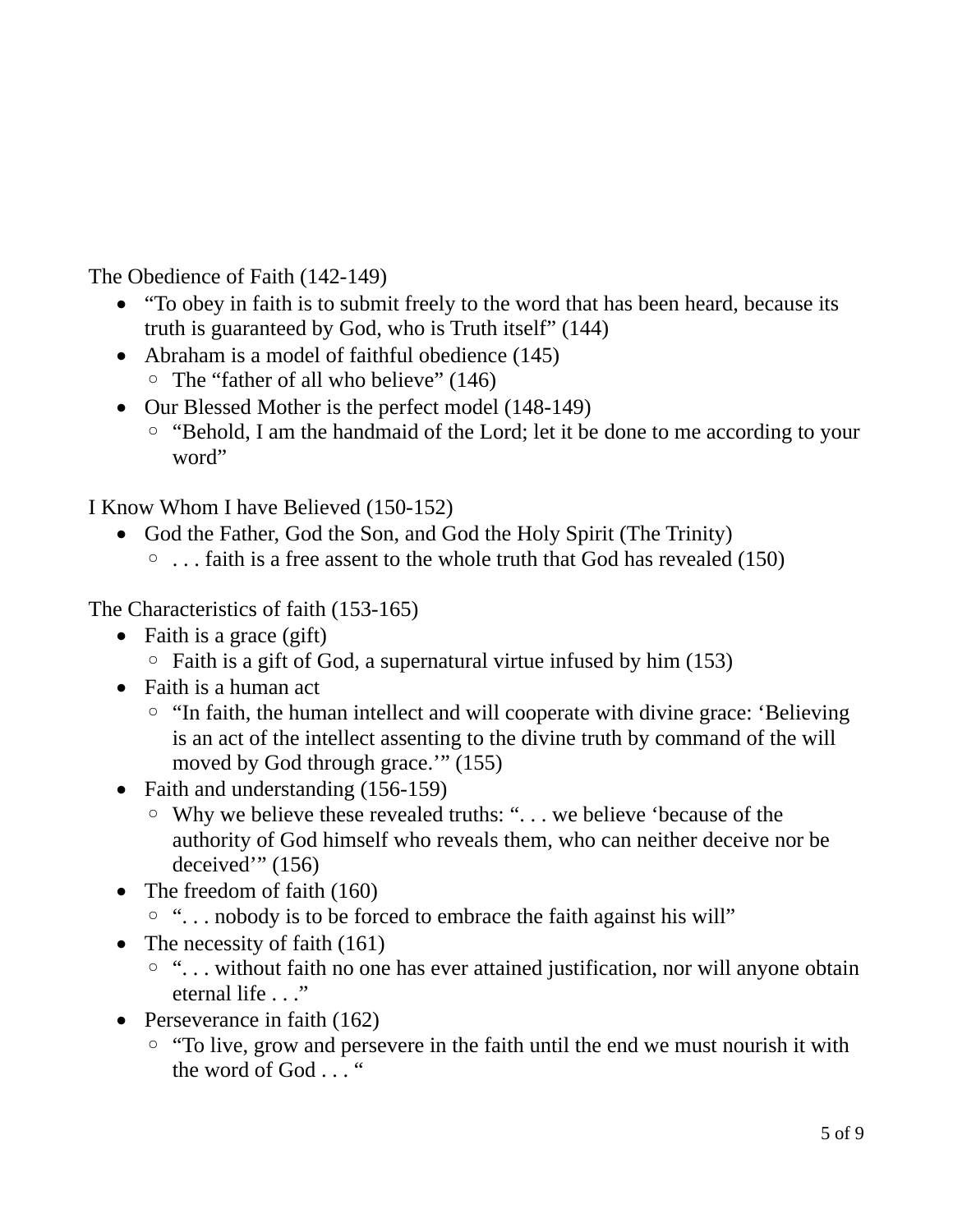The Obedience of Faith (142-149)

- “To obey in faith is to submit freely to the word that has been heard, because its truth is guaranteed by God, who is Truth itself” (144)
- Abraham is a model of faithful obedience (145)
    - The “father of all who believe” (146)
- Our Blessed Mother is the perfect model (148-149)
    - “Behold, I am the handmaid of the Lord; let it be done to me according to your word”

I Know Whom I have Believed (150-152)

- God the Father, God the Son, and God the Holy Spirit (The Trinity)
    - . . . faith is a free assent to the whole truth that God has revealed (150)

The Characteristics of faith (153-165)

- Faith is a grace (gift)
    - Faith is a gift of God, a supernatural virtue infused by him (153)
- Faith is a human act
    - “In faith, the human intellect and will cooperate with divine grace: ‘Believing is an act of the intellect assenting to the divine truth by command of the will moved by God through grace.’” (155)
- Faith and understanding (156-159)
    - Why we believe these revealed truths: “. . . we believe ‘because of the authority of God himself who reveals them, who can neither deceive nor be deceived’” (156)
- The freedom of faith (160)
    - “. . . nobody is to be forced to embrace the faith against his will”
- The necessity of faith (161)
    - “. . . without faith no one has ever attained justification, nor will anyone obtain eternal life . . .”
- Perseverance in faith (162)
    - “To live, grow and persevere in the faith until the end we must nourish it with the word of God . . . “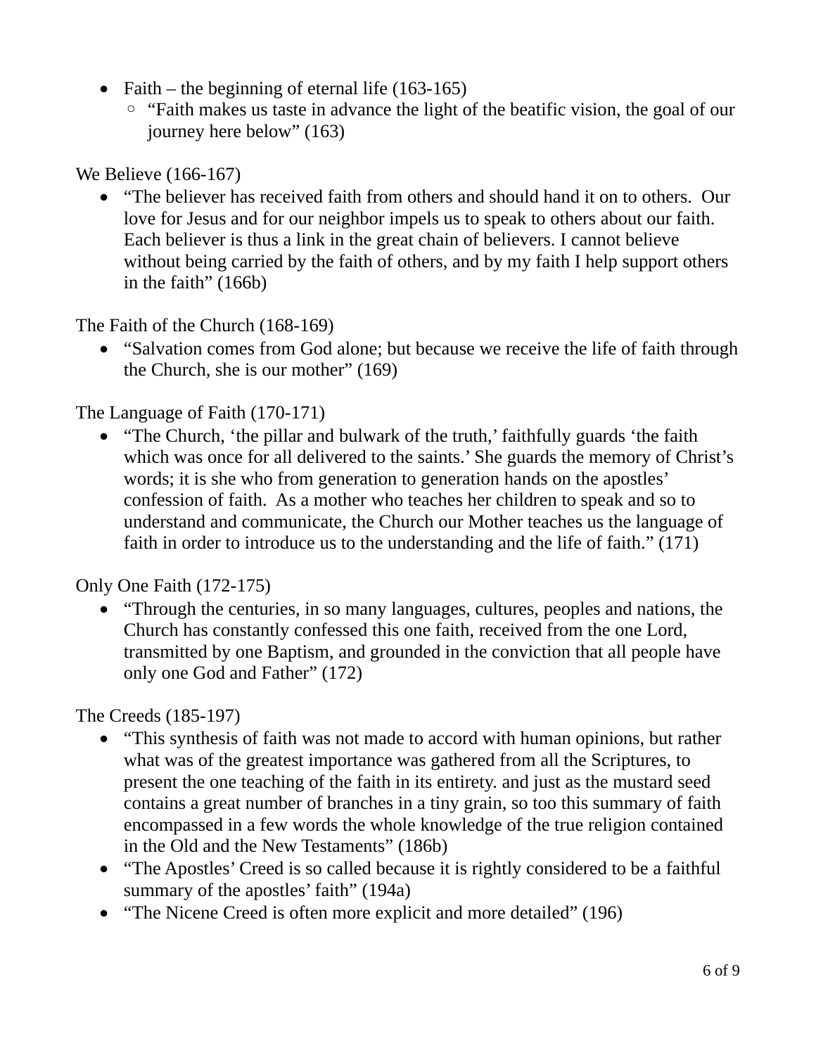- Faith – the beginning of eternal life (163-165)
  - “Faith makes us taste in advance the light of the beatific vision, the goal of our journey here below” (163)

We Believe (166-167)

- “The believer has received faith from others and should hand it on to others.  Our love for Jesus and for our neighbor impels us to speak to others about our faith. Each believer is thus a link in the great chain of believers. I cannot believe without being carried by the faith of others, and by my faith I help support others in the faith” (166b)

The Faith of the Church (168-169)

- “Salvation comes from God alone; but because we receive the life of faith through the Church, she is our mother” (169)

The Language of Faith (170-171)

- “The Church, ‘the pillar and bulwark of the truth,’ faithfully guards ‘the faith which was once for all delivered to the saints.’ She guards the memory of Christ’s words; it is she who from generation to generation hands on the apostles’ confession of faith.  As a mother who teaches her children to speak and so to understand and communicate, the Church our Mother teaches us the language of faith in order to introduce us to the understanding and the life of faith.” (171)

Only One Faith (172-175)

- “Through the centuries, in so many languages, cultures, peoples and nations, the Church has constantly confessed this one faith, received from the one Lord, transmitted by one Baptism, and grounded in the conviction that all people have only one God and Father” (172)

The Creeds (185-197)

- “This synthesis of faith was not made to accord with human opinions, but rather what was of the greatest importance was gathered from all the Scriptures, to present the one teaching of the faith in its entirety. and just as the mustard seed contains a great number of branches in a tiny grain, so too this summary of faith encompassed in a few words the whole knowledge of the true religion contained in the Old and the New Testaments” (186b)
- “The Apostles’ Creed is so called because it is rightly considered to be a faithful summary of the apostles’ faith” (194a)
- “The Nicene Creed is often more explicit and more detailed” (196)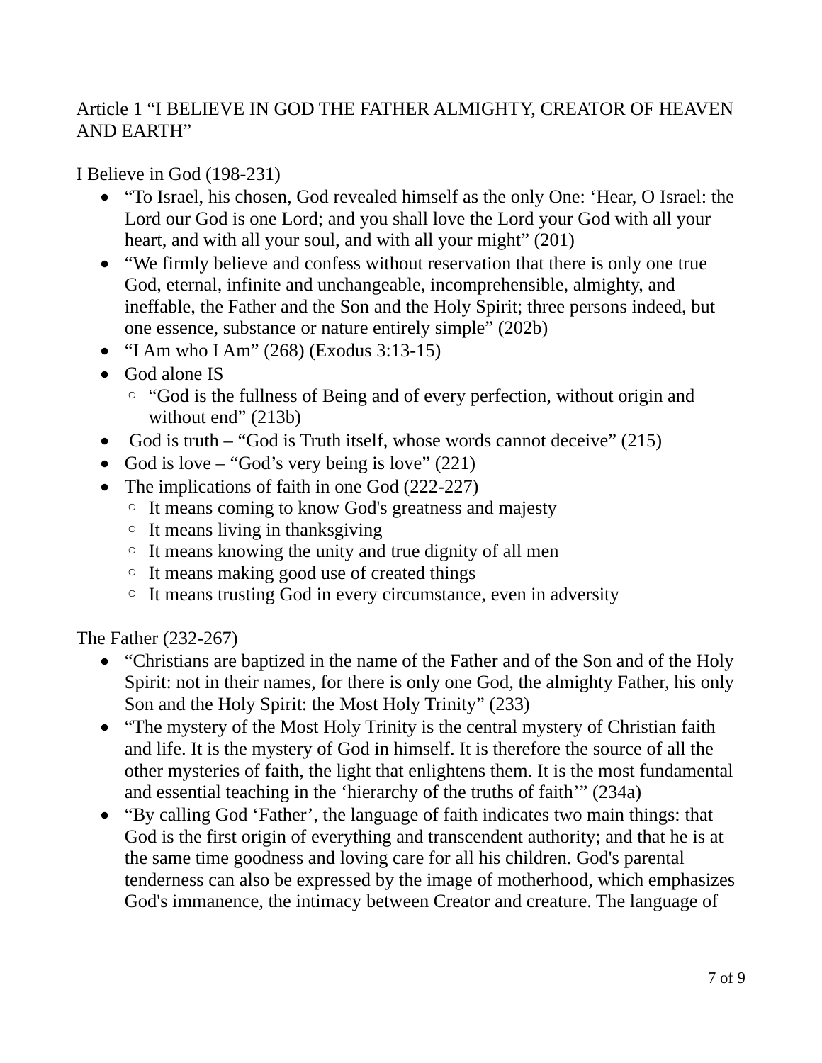## Article 1 “I BELIEVE IN GOD THE FATHER ALMIGHTY, CREATOR OF HEAVEN AND EARTH”

### I Believe in God (198-231)

- “To Israel, his chosen, God revealed himself as the only One: ‘Hear, O Israel: the Lord our God is one Lord; and you shall love the Lord your God with all your heart, and with all your soul, and with all your might” (201)
- “We firmly believe and confess without reservation that there is only one true God, eternal, infinite and unchangeable, incomprehensible, almighty, and ineffable, the Father and the Son and the Holy Spirit; three persons indeed, but one essence, substance or nature entirely simple” (202b)
- “I Am who I Am” (268) (Exodus 3:13-15)
- God alone IS
  - “God is the fullness of Being and of every perfection, without origin and without end” (213b)
- God is truth – “God is Truth itself, whose words cannot deceive” (215)
- God is love – “God’s very being is love” (221)
- The implications of faith in one God (222-227)
  - It means coming to know God's greatness and majesty
  - It means living in thanksgiving
  - It means knowing the unity and true dignity of all men
  - It means making good use of created things
  - It means trusting God in every circumstance, even in adversity

### The Father (232-267)

- “Christians are baptized in the name of the Father and of the Son and of the Holy Spirit: not in their names, for there is only one God, the almighty Father, his only Son and the Holy Spirit: the Most Holy Trinity” (233)
- “The mystery of the Most Holy Trinity is the central mystery of Christian faith and life. It is the mystery of God in himself. It is therefore the source of all the other mysteries of faith, the light that enlightens them. It is the most fundamental and essential teaching in the ‘hierarchy of the truths of faith’” (234a)
- “By calling God ‘Father’, the language of faith indicates two main things: that God is the first origin of everything and transcendent authority; and that he is at the same time goodness and loving care for all his children. God's parental tenderness can also be expressed by the image of motherhood, which emphasizes God's immanence, the intimacy between Creator and creature. The language of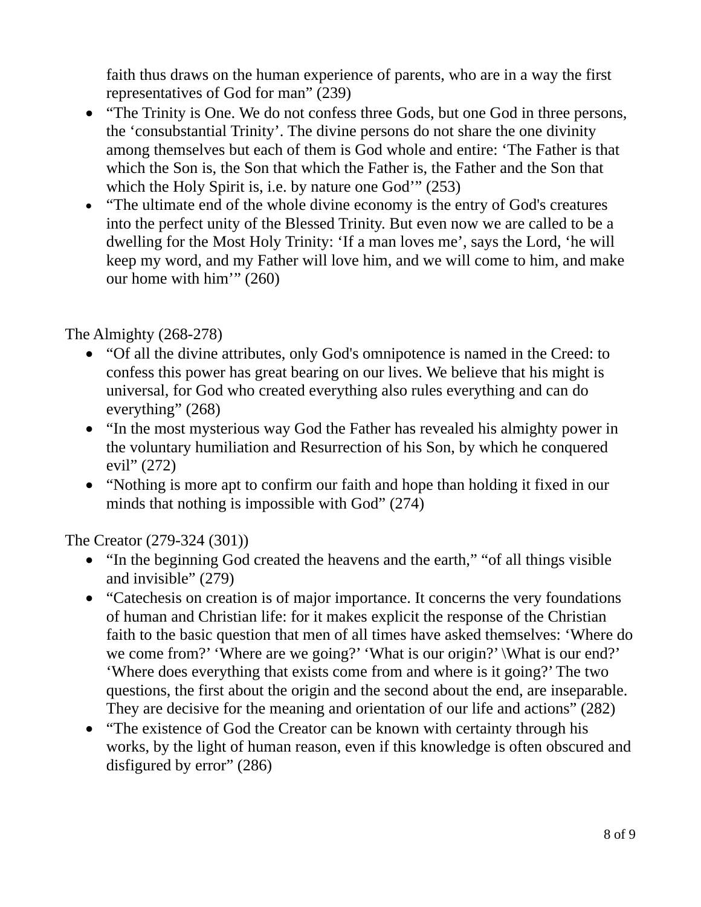faith thus draws on the human experience of parents, who are in a way the first representatives of God for man" (239)

- "The Trinity is One. We do not confess three Gods, but one God in three persons, the 'consubstantial Trinity'. The divine persons do not share the one divinity among themselves but each of them is God whole and entire: 'The Father is that which the Son is, the Son that which the Father is, the Father and the Son that which the Holy Spirit is, i.e. by nature one God'" (253)
- "The ultimate end of the whole divine economy is the entry of God's creatures into the perfect unity of the Blessed Trinity. But even now we are called to be a dwelling for the Most Holy Trinity: 'If a man loves me', says the Lord, 'he will keep my word, and my Father will love him, and we will come to him, and make our home with him'" (260)

The Almighty (268-278)

- "Of all the divine attributes, only God's omnipotence is named in the Creed: to confess this power has great bearing on our lives. We believe that his might is universal, for God who created everything also rules everything and can do everything" (268)
- "In the most mysterious way God the Father has revealed his almighty power in the voluntary humiliation and Resurrection of his Son, by which he conquered evil" (272)
- "Nothing is more apt to confirm our faith and hope than holding it fixed in our minds that nothing is impossible with God" (274)

The Creator (279-324 (301))

- "In the beginning God created the heavens and the earth," "of all things visible and invisible" (279)
- "Catechesis on creation is of major importance. It concerns the very foundations of human and Christian life: for it makes explicit the response of the Christian faith to the basic question that men of all times have asked themselves: 'Where do we come from?' 'Where are we going?' 'What is our origin?' \What is our end?' 'Where does everything that exists come from and where is it going?' The two questions, the first about the origin and the second about the end, are inseparable. They are decisive for the meaning and orientation of our life and actions" (282)
- "The existence of God the Creator can be known with certainty through his works, by the light of human reason, even if this knowledge is often obscured and disfigured by error" (286)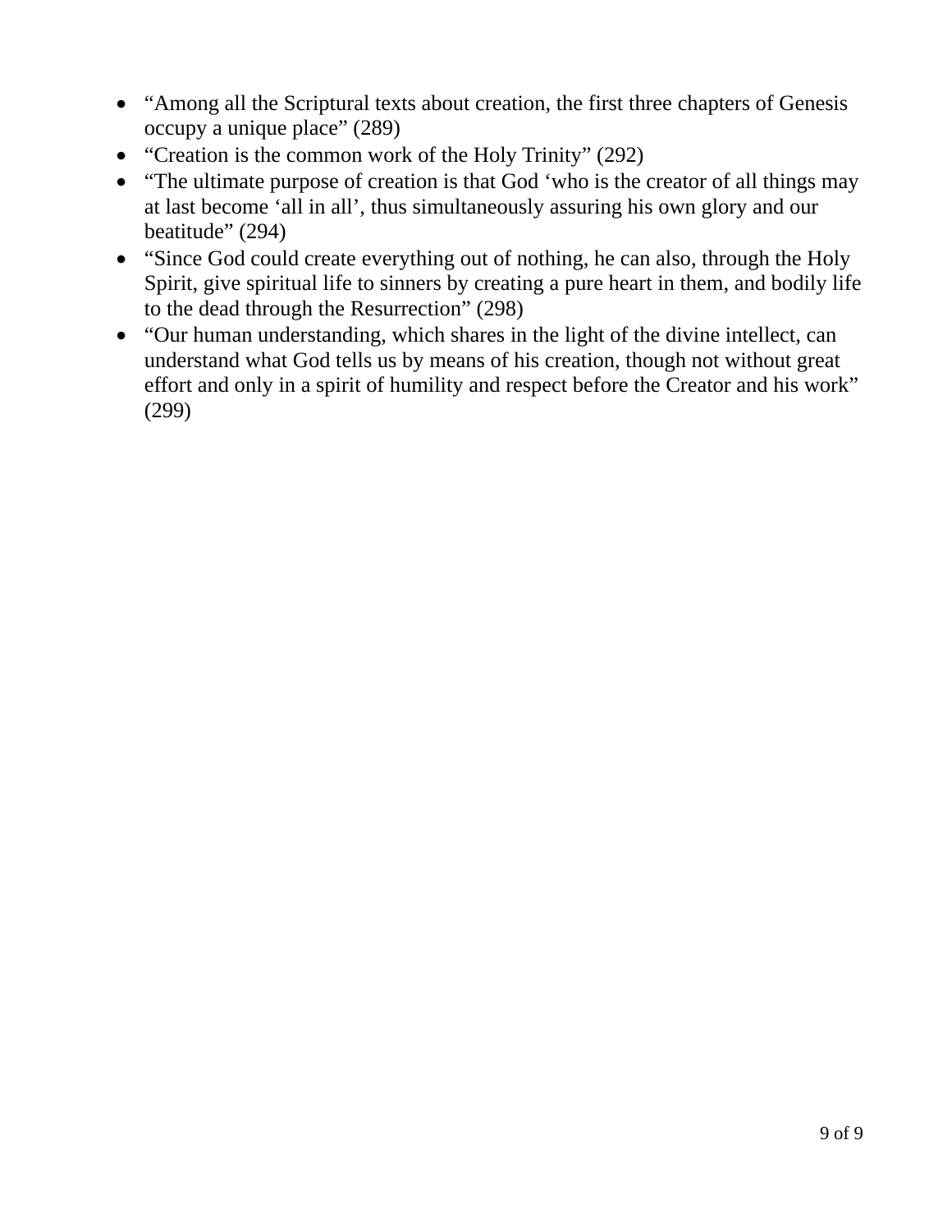- “Among all the Scriptural texts about creation, the first three chapters of Genesis occupy a unique place” (289)
- “Creation is the common work of the Holy Trinity” (292)
- “The ultimate purpose of creation is that God ‘who is the creator of all things may at last become ‘all in all’, thus simultaneously assuring his own glory and our beatitude” (294)
- “Since God could create everything out of nothing, he can also, through the Holy Spirit, give spiritual life to sinners by creating a pure heart in them, and bodily life to the dead through the Resurrection” (298)
- “Our human understanding, which shares in the light of the divine intellect, can understand what God tells us by means of his creation, though not without great effort and only in a spirit of humility and respect before the Creator and his work” (299)